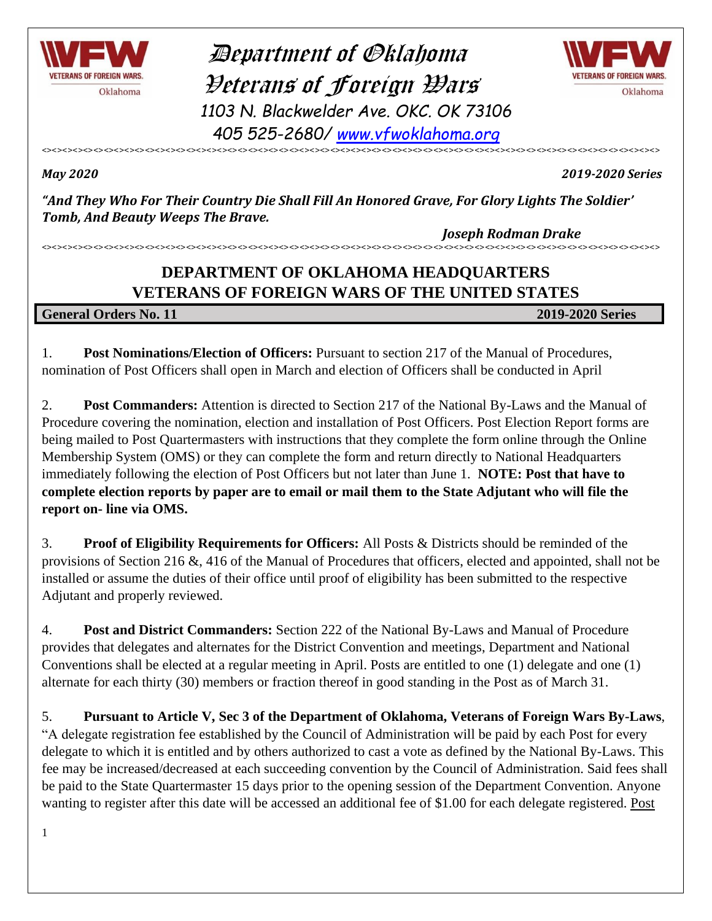# Department of Oklahoma Veterans of Foreign Wars

1103 N. Blackwelder Ave. OKC. OK 73106

405 525-2680/ www.vfwoklahoma.org

<><><><><><><><><><><><><><><><><><><><><><><><><><><><><><><><><><><><><><><><><><><><><><><><>

***May 2020*** ***2019-2020 Series***

***"And They Who For Their Country Die Shall Fill An Honored Grave, For Glory Lights The Soldier' Tomb, And Beauty Weeps The Brave.***

***Joseph Rodman Drake***

<><><><><><><><><><><><><><><><><><><><><><><><><><><><><><><><><><><><><><><><><><><><><><><><>

## DEPARTMENT OF OKLAHOMA HEADQUARTERS
## VETERANS OF FOREIGN WARS OF THE UNITED STATES

**General Orders No. 11** **2019-2020 Series**

1. **Post Nominations/Election of Officers:** Pursuant to section 217 of the Manual of Procedures, nomination of Post Officers shall open in March and election of Officers shall be conducted in April

2. **Post Commanders:** Attention is directed to Section 217 of the National By-Laws and the Manual of Procedure covering the nomination, election and installation of Post Officers. Post Election Report forms are being mailed to Post Quartermasters with instructions that they complete the form online through the Online Membership System (OMS) or they can complete the form and return directly to National Headquarters immediately following the election of Post Officers but not later than June 1. **NOTE: Post that have to complete election reports by paper are to email or mail them to the State Adjutant who will file the report on- line via OMS.**

3. **Proof of Eligibility Requirements for Officers:** All Posts & Districts should be reminded of the provisions of Section 216 &, 416 of the Manual of Procedures that officers, elected and appointed, shall not be installed or assume the duties of their office until proof of eligibility has been submitted to the respective Adjutant and properly reviewed.

4. **Post and District Commanders:** Section 222 of the National By-Laws and Manual of Procedure provides that delegates and alternates for the District Convention and meetings, Department and National Conventions shall be elected at a regular meeting in April. Posts are entitled to one (1) delegate and one (1) alternate for each thirty (30) members or fraction thereof in good standing in the Post as of March 31.

5. **Pursuant to Article V, Sec 3 of the Department of Oklahoma, Veterans of Foreign Wars By-Laws**, "A delegate registration fee established by the Council of Administration will be paid by each Post for every delegate to which it is entitled and by others authorized to cast a vote as defined by the National By-Laws. This fee may be increased/decreased at each succeeding convention by the Council of Administration. Said fees shall be paid to the State Quartermaster 15 days prior to the opening session of the Department Convention. Anyone wanting to register after this date will be accessed an additional fee of $1.00 for each delegate registered. Post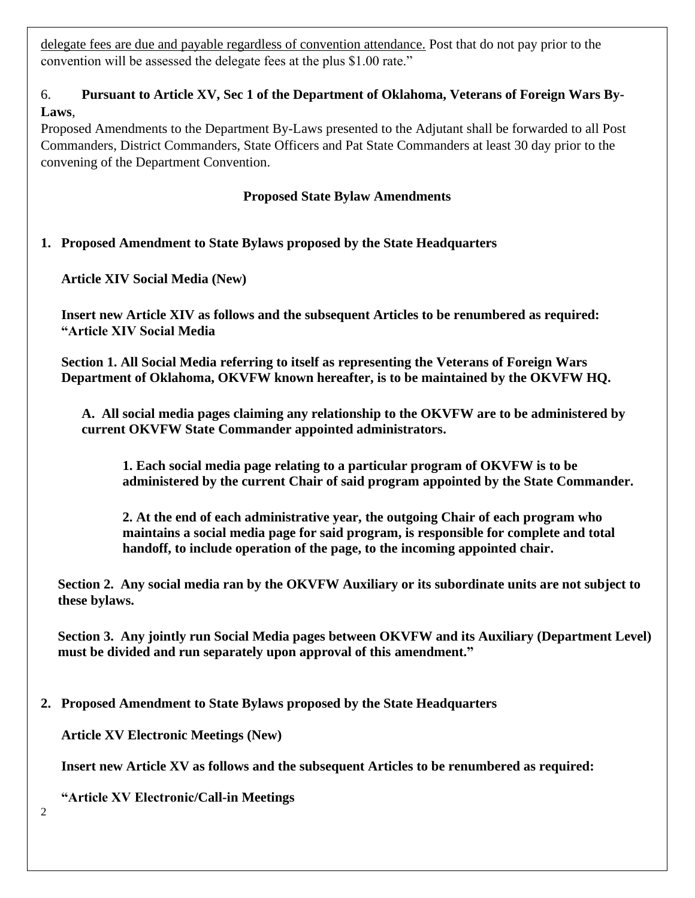delegate fees are due and payable regardless of convention attendance. Post that do not pay prior to the convention will be assessed the delegate fees at the plus $1.00 rate."

6. **Pursuant to Article XV, Sec 1 of the Department of Oklahoma, Veterans of Foreign Wars By-Laws**,
Proposed Amendments to the Department By-Laws presented to the Adjutant shall be forwarded to all Post Commanders, District Commanders, State Officers and Pat State Commanders at least 30 day prior to the convening of the Department Convention.

**Proposed State Bylaw Amendments**

**1. Proposed Amendment to State Bylaws proposed by the State Headquarters**

**Article XIV Social Media (New)**

**Insert new Article XIV as follows and the subsequent Articles to be renumbered as required: "Article XIV Social Media**

**Section 1. All Social Media referring to itself as representing the Veterans of Foreign Wars Department of Oklahoma, OKVFW known hereafter, is to be maintained by the OKVFW HQ.**

**A. All social media pages claiming any relationship to the OKVFW are to be administered by current OKVFW State Commander appointed administrators.**

**1. Each social media page relating to a particular program of OKVFW is to be administered by the current Chair of said program appointed by the State Commander.**

**2. At the end of each administrative year, the outgoing Chair of each program who maintains a social media page for said program, is responsible for complete and total handoff, to include operation of the page, to the incoming appointed chair.**

**Section 2. Any social media ran by the OKVFW Auxiliary or its subordinate units are not subject to these bylaws.**

**Section 3. Any jointly run Social Media pages between OKVFW and its Auxiliary (Department Level) must be divided and run separately upon approval of this amendment."**

**2. Proposed Amendment to State Bylaws proposed by the State Headquarters**

**Article XV Electronic Meetings (New)**

**Insert new Article XV as follows and the subsequent Articles to be renumbered as required:**

**"Article XV Electronic/Call-in Meetings**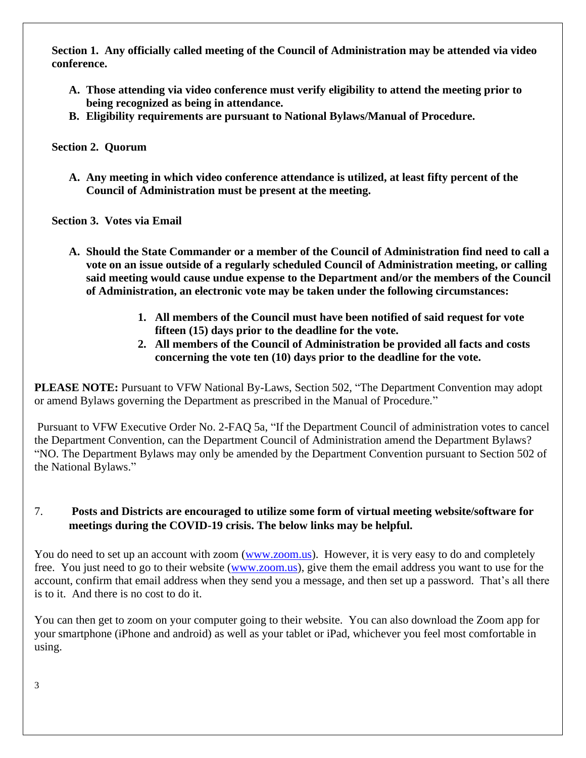**Section 1. Any officially called meeting of the Council of Administration may be attended via video conference.**

- **A. Those attending via video conference must verify eligibility to attend the meeting prior to being recognized as being in attendance.**
- **B. Eligibility requirements are pursuant to National Bylaws/Manual of Procedure.**

**Section 2. Quorum**

- **A. Any meeting in which video conference attendance is utilized, at least fifty percent of the Council of Administration must be present at the meeting.**

**Section 3. Votes via Email**

- **A. Should the State Commander or a member of the Council of Administration find need to call a vote on an issue outside of a regularly scheduled Council of Administration meeting, or calling said meeting would cause undue expense to the Department and/or the members of the Council of Administration, an electronic vote may be taken under the following circumstances:**
  1. **All members of the Council must have been notified of said request for vote fifteen (15) days prior to the deadline for the vote.**
  2. **All members of the Council of Administration be provided all facts and costs concerning the vote ten (10) days prior to the deadline for the vote.**

**PLEASE NOTE:** Pursuant to VFW National By-Laws, Section 502, "The Department Convention may adopt or amend Bylaws governing the Department as prescribed in the Manual of Procedure."

Pursuant to VFW Executive Order No. 2-FAQ 5a, "If the Department Council of administration votes to cancel the Department Convention, can the Department Council of Administration amend the Department Bylaws? "NO. The Department Bylaws may only be amended by the Department Convention pursuant to Section 502 of the National Bylaws."

7. **Posts and Districts are encouraged to utilize some form of virtual meeting website/software for meetings during the COVID-19 crisis. The below links may be helpful.**

You do need to set up an account with zoom (www.zoom.us). However, it is very easy to do and completely free. You just need to go to their website (www.zoom.us), give them the email address you want to use for the account, confirm that email address when they send you a message, and then set up a password. That's all there is to it. And there is no cost to do it.

You can then get to zoom on your computer going to their website. You can also download the Zoom app for your smartphone (iPhone and android) as well as your tablet or iPad, whichever you feel most comfortable in using.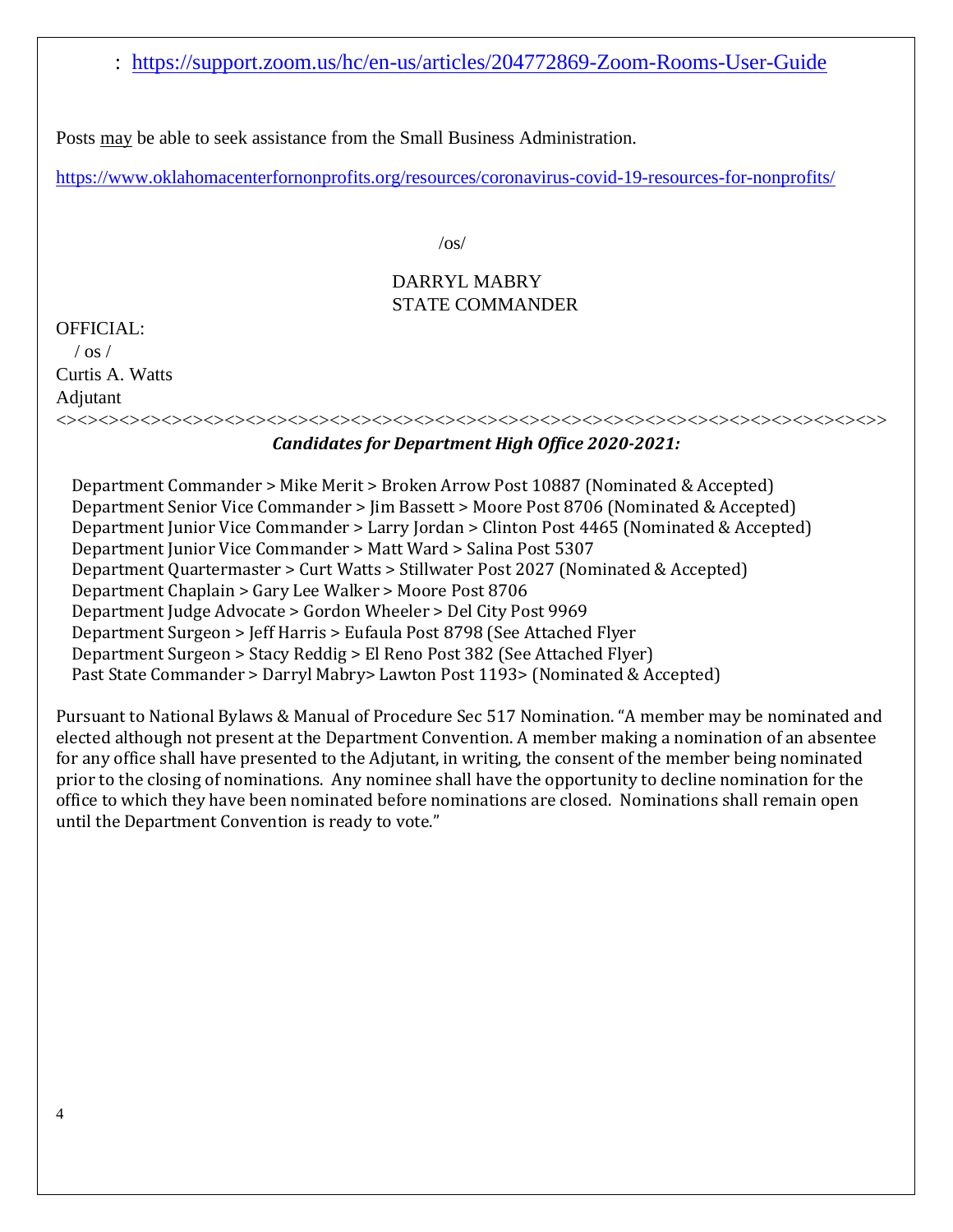: https://support.zoom.us/hc/en-us/articles/204772869-Zoom-Rooms-User-Guide

Posts may be able to seek assistance from the Small Business Administration.

https://www.oklahomacenterfornonprofits.org/resources/coronavirus-covid-19-resources-for-nonprofits/

/os/

DARRYL MABRY
STATE COMMANDER

OFFICIAL:
/ os /
Curtis A. Watts
Adjutant

<><><><><><><><><><><><><><><><><><><><><><><><><><><><><><><><><><><><><><><><>

***Candidates for Department High Office 2020-2021:***

Department Commander > Mike Merit > Broken Arrow Post 10887 (Nominated & Accepted)
Department Senior Vice Commander > Jim Bassett > Moore Post 8706 (Nominated & Accepted)
Department Junior Vice Commander > Larry Jordan > Clinton Post 4465 (Nominated & Accepted)
Department Junior Vice Commander > Matt Ward > Salina Post 5307
Department Quartermaster > Curt Watts > Stillwater Post 2027 (Nominated & Accepted)
Department Chaplain > Gary Lee Walker > Moore Post 8706
Department Judge Advocate > Gordon Wheeler > Del City Post 9969
Department Surgeon > Jeff Harris > Eufaula Post 8798 (See Attached Flyer
Department Surgeon > Stacy Reddig > El Reno Post 382 (See Attached Flyer)
Past State Commander > Darryl Mabry> Lawton Post 1193> (Nominated & Accepted)

Pursuant to National Bylaws & Manual of Procedure Sec 517 Nomination. "A member may be nominated and elected although not present at the Department Convention. A member making a nomination of an absentee for any office shall have presented to the Adjutant, in writing, the consent of the member being nominated prior to the closing of nominations. Any nominee shall have the opportunity to decline nomination for the office to which they have been nominated before nominations are closed. Nominations shall remain open until the Department Convention is ready to vote."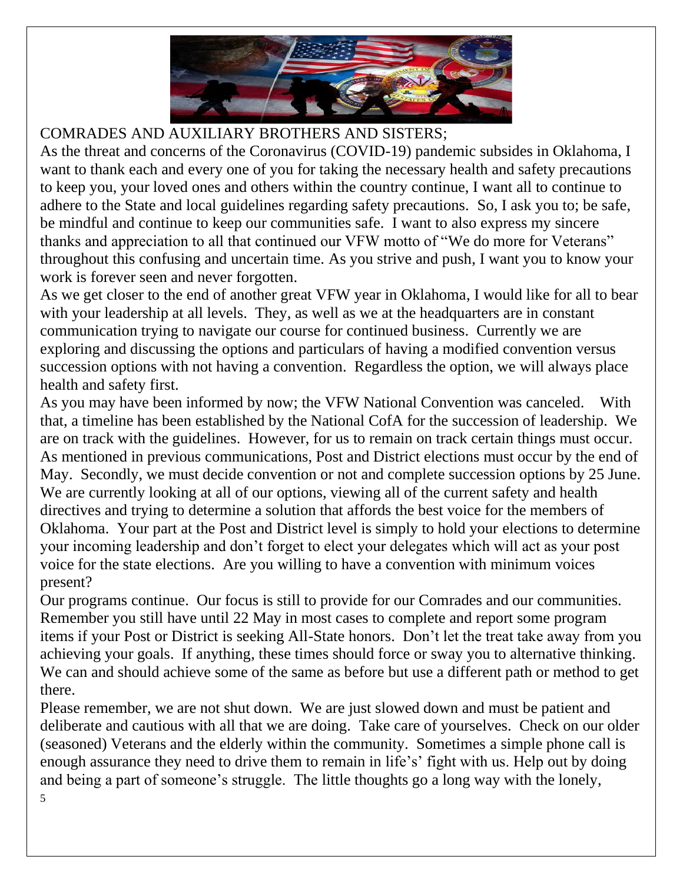COMRADES AND AUXILIARY BROTHERS AND SISTERS;

As the threat and concerns of the Coronavirus (COVID-19) pandemic subsides in Oklahoma, I want to thank each and every one of you for taking the necessary health and safety precautions to keep you, your loved ones and others within the country continue, I want all to continue to adhere to the State and local guidelines regarding safety precautions. So, I ask you to; be safe, be mindful and continue to keep our communities safe. I want to also express my sincere thanks and appreciation to all that continued our VFW motto of "We do more for Veterans" throughout this confusing and uncertain time. As you strive and push, I want you to know your work is forever seen and never forgotten.

As we get closer to the end of another great VFW year in Oklahoma, I would like for all to bear with your leadership at all levels. They, as well as we at the headquarters are in constant communication trying to navigate our course for continued business. Currently we are exploring and discussing the options and particulars of having a modified convention versus succession options with not having a convention. Regardless the option, we will always place health and safety first.

As you may have been informed by now; the VFW National Convention was canceled. With that, a timeline has been established by the National CofA for the succession of leadership. We are on track with the guidelines. However, for us to remain on track certain things must occur. As mentioned in previous communications, Post and District elections must occur by the end of May. Secondly, we must decide convention or not and complete succession options by 25 June. We are currently looking at all of our options, viewing all of the current safety and health directives and trying to determine a solution that affords the best voice for the members of Oklahoma. Your part at the Post and District level is simply to hold your elections to determine your incoming leadership and don't forget to elect your delegates which will act as your post voice for the state elections. Are you willing to have a convention with minimum voices present?

Our programs continue. Our focus is still to provide for our Comrades and our communities. Remember you still have until 22 May in most cases to complete and report some program items if your Post or District is seeking All-State honors. Don't let the treat take away from you achieving your goals. If anything, these times should force or sway you to alternative thinking. We can and should achieve some of the same as before but use a different path or method to get there.

Please remember, we are not shut down. We are just slowed down and must be patient and deliberate and cautious with all that we are doing. Take care of yourselves. Check on our older (seasoned) Veterans and the elderly within the community. Sometimes a simple phone call is enough assurance they need to drive them to remain in life's' fight with us. Help out by doing and being a part of someone's struggle. The little thoughts go a long way with the lonely,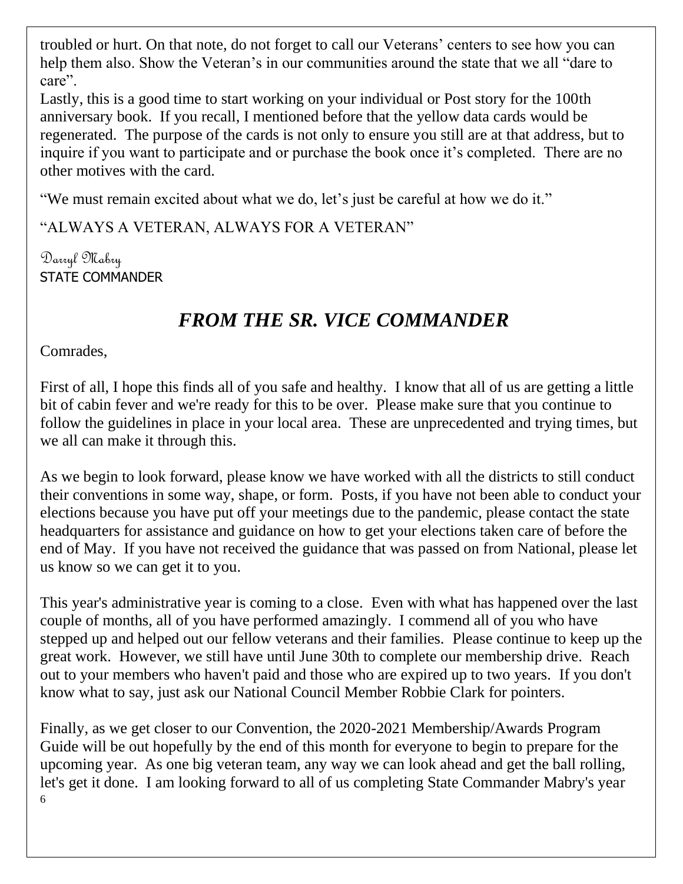troubled or hurt. On that note, do not forget to call our Veterans' centers to see how you can help them also. Show the Veteran's in our communities around the state that we all "dare to care".

Lastly, this is a good time to start working on your individual or Post story for the 100th anniversary book. If you recall, I mentioned before that the yellow data cards would be regenerated. The purpose of the cards is not only to ensure you still are at that address, but to inquire if you want to participate and or purchase the book once it's completed. There are no other motives with the card.

"We must remain excited about what we do, let's just be careful at how we do it."

"ALWAYS A VETERAN, ALWAYS FOR A VETERAN"

Darryl Mabry
STATE COMMANDER

## *FROM THE SR. VICE COMMANDER*

Comrades,

First of all, I hope this finds all of you safe and healthy. I know that all of us are getting a little bit of cabin fever and we're ready for this to be over. Please make sure that you continue to follow the guidelines in place in your local area. These are unprecedented and trying times, but we all can make it through this.

As we begin to look forward, please know we have worked with all the districts to still conduct their conventions in some way, shape, or form. Posts, if you have not been able to conduct your elections because you have put off your meetings due to the pandemic, please contact the state headquarters for assistance and guidance on how to get your elections taken care of before the end of May. If you have not received the guidance that was passed on from National, please let us know so we can get it to you.

This year's administrative year is coming to a close. Even with what has happened over the last couple of months, all of you have performed amazingly. I commend all of you who have stepped up and helped out our fellow veterans and their families. Please continue to keep up the great work. However, we still have until June 30th to complete our membership drive. Reach out to your members who haven't paid and those who are expired up to two years. If you don't know what to say, just ask our National Council Member Robbie Clark for pointers.

Finally, as we get closer to our Convention, the 2020-2021 Membership/Awards Program Guide will be out hopefully by the end of this month for everyone to begin to prepare for the upcoming year. As one big veteran team, any way we can look ahead and get the ball rolling, let's get it done. I am looking forward to all of us completing State Commander Mabry's year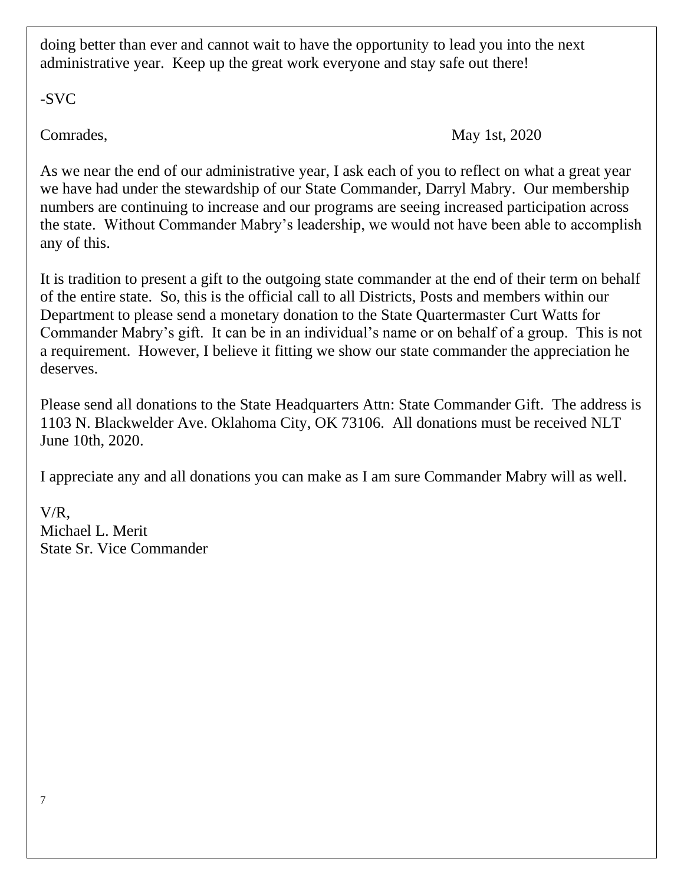doing better than ever and cannot wait to have the opportunity to lead you into the next administrative year. Keep up the great work everyone and stay safe out there!

-SVC

Comrades, May 1st, 2020

As we near the end of our administrative year, I ask each of you to reflect on what a great year we have had under the stewardship of our State Commander, Darryl Mabry. Our membership numbers are continuing to increase and our programs are seeing increased participation across the state. Without Commander Mabry's leadership, we would not have been able to accomplish any of this.

It is tradition to present a gift to the outgoing state commander at the end of their term on behalf of the entire state. So, this is the official call to all Districts, Posts and members within our Department to please send a monetary donation to the State Quartermaster Curt Watts for Commander Mabry's gift. It can be in an individual's name or on behalf of a group. This is not a requirement. However, I believe it fitting we show our state commander the appreciation he deserves.

Please send all donations to the State Headquarters Attn: State Commander Gift. The address is 1103 N. Blackwelder Ave. Oklahoma City, OK 73106. All donations must be received NLT June 10th, 2020.

I appreciate any and all donations you can make as I am sure Commander Mabry will as well.

V/R,
Michael L. Merit
State Sr. Vice Commander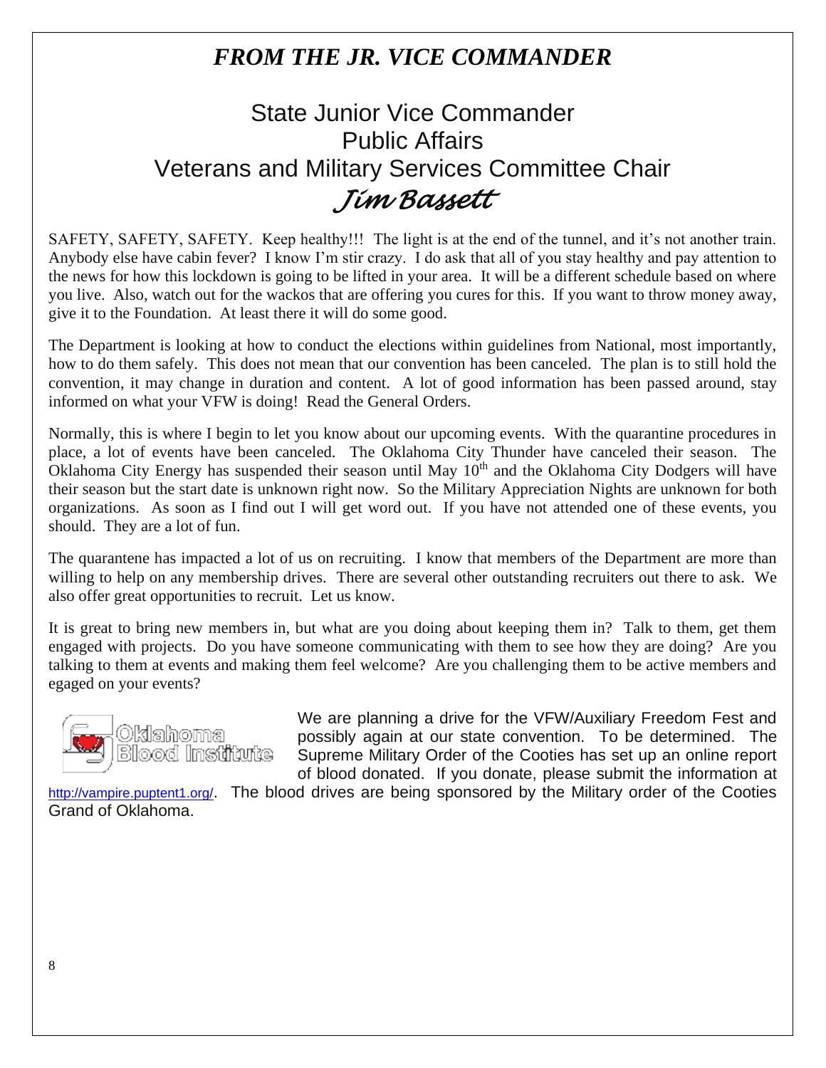## *FROM THE JR. VICE COMMANDER*

State Junior Vice Commander
Public Affairs
Veterans and Military Services Committee Chair
*Jim Bassett*

SAFETY, SAFETY, SAFETY. Keep healthy!!! The light is at the end of the tunnel, and it's not another train. Anybody else have cabin fever? I know I'm stir crazy. I do ask that all of you stay healthy and pay attention to the news for how this lockdown is going to be lifted in your area. It will be a different schedule based on where you live. Also, watch out for the wackos that are offering you cures for this. If you want to throw money away, give it to the Foundation. At least there it will do some good.

The Department is looking at how to conduct the elections within guidelines from National, most importantly, how to do them safely. This does not mean that our convention has been canceled. The plan is to still hold the convention, it may change in duration and content. A lot of good information has been passed around, stay informed on what your VFW is doing! Read the General Orders.

Normally, this is where I begin to let you know about our upcoming events. With the quarantine procedures in place, a lot of events have been canceled. The Oklahoma City Thunder have canceled their season. The Oklahoma City Energy has suspended their season until May 10th and the Oklahoma City Dodgers will have their season but the start date is unknown right now. So the Military Appreciation Nights are unknown for both organizations. As soon as I find out I will get word out. If you have not attended one of these events, you should. They are a lot of fun.

The quarantene has impacted a lot of us on recruiting. I know that members of the Department are more than willing to help on any membership drives. There are several other outstanding recruiters out there to ask. We also offer great opportunities to recruit. Let us know.

It is great to bring new members in, but what are you doing about keeping them in? Talk to them, get them engaged with projects. Do you have someone communicating with them to see how they are doing? Are you talking to them at events and making them feel welcome? Are you challenging them to be active members and egaged on your events?

Oklahoma Blood Institute

We are planning a drive for the VFW/Auxiliary Freedom Fest and possibly again at our state convention. To be determined. The Supreme Military Order of the Cooties has set up an online report of blood donated. If you donate, please submit the information at http://vampire.puptent1.org/. The blood drives are being sponsored by the Military order of the Cooties Grand of Oklahoma.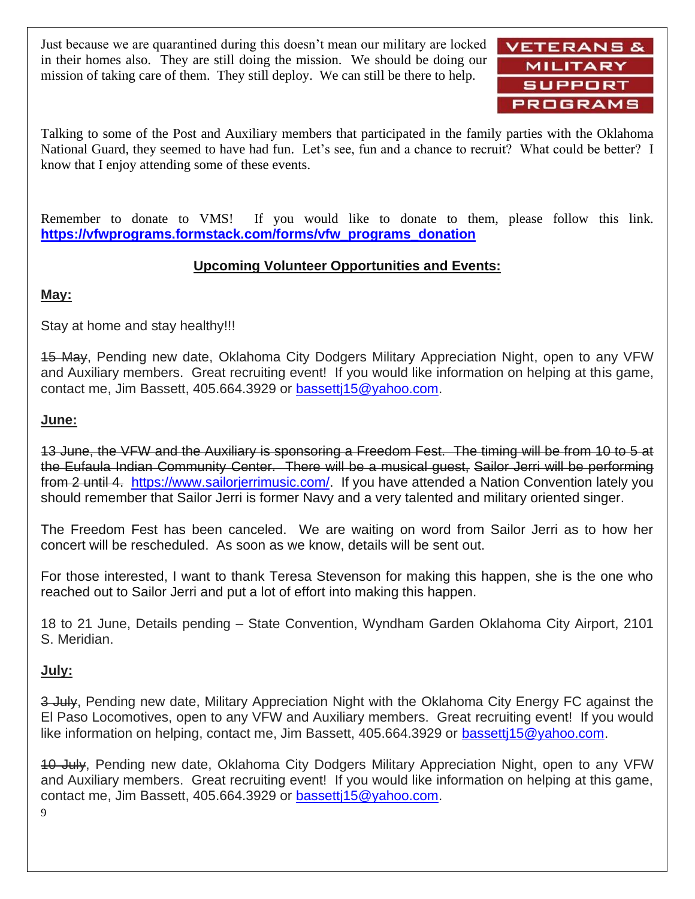Just because we are quarantined during this doesn't mean our military are locked in their homes also. They are still doing the mission. We should be doing our mission of taking care of them. They still deploy. We can still be there to help.

VETERANS & MILITARY SUPPORT PROGRAMS

Talking to some of the Post and Auxiliary members that participated in the family parties with the Oklahoma National Guard, they seemed to have had fun. Let's see, fun and a chance to recruit? What could be better? I know that I enjoy attending some of these events.

Remember to donate to VMS! If you would like to donate to them, please follow this link. **https://vfwprograms.formstack.com/forms/vfw_programs_donation**

## Upcoming Volunteer Opportunities and Events:

### May:

Stay at home and stay healthy!!!

~~15 May~~, Pending new date, Oklahoma City Dodgers Military Appreciation Night, open to any VFW and Auxiliary members. Great recruiting event! If you would like information on helping at this game, contact me, Jim Bassett, 405.664.3929 or bassettj15@yahoo.com.

### June:

~~13 June, the VFW and the Auxiliary is sponsoring a Freedom Fest. The timing will be from 10 to 5 at the Eufaula Indian Community Center. There will be a musical guest, Sailor Jerri will be performing from 2 until 4.~~ https://www.sailorjerrimusic.com/. If you have attended a Nation Convention lately you should remember that Sailor Jerri is former Navy and a very talented and military oriented singer.

The Freedom Fest has been canceled. We are waiting on word from Sailor Jerri as to how her concert will be rescheduled. As soon as we know, details will be sent out.

For those interested, I want to thank Teresa Stevenson for making this happen, she is the one who reached out to Sailor Jerri and put a lot of effort into making this happen.

18 to 21 June, Details pending – State Convention, Wyndham Garden Oklahoma City Airport, 2101 S. Meridian.

### July:

~~3 July~~, Pending new date, Military Appreciation Night with the Oklahoma City Energy FC against the El Paso Locomotives, open to any VFW and Auxiliary members. Great recruiting event! If you would like information on helping, contact me, Jim Bassett, 405.664.3929 or bassettj15@yahoo.com.

~~10 July~~, Pending new date, Oklahoma City Dodgers Military Appreciation Night, open to any VFW and Auxiliary members. Great recruiting event! If you would like information on helping at this game, contact me, Jim Bassett, 405.664.3929 or bassettj15@yahoo.com.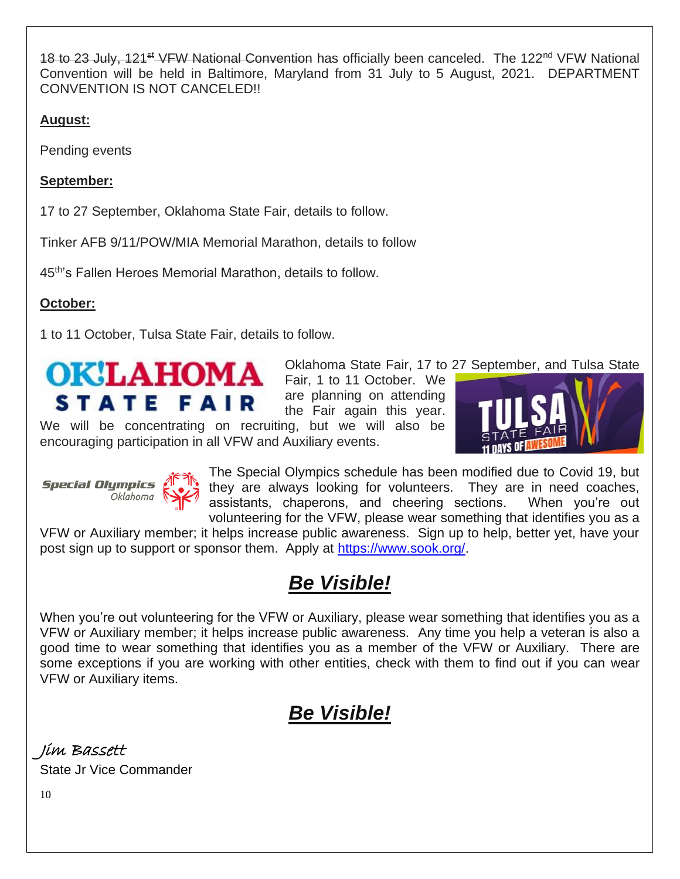~~18 to 23 July, 121st VFW National Convention~~ has officially been canceled. The 122nd VFW National Convention will be held in Baltimore, Maryland from 31 July to 5 August, 2021. DEPARTMENT CONVENTION IS NOT CANCELED!!

**August:**

Pending events

**September:**

17 to 27 September, Oklahoma State Fair, details to follow.

Tinker AFB 9/11/POW/MIA Memorial Marathon, details to follow

45th's Fallen Heroes Memorial Marathon, details to follow.

**October:**

1 to 11 October, Tulsa State Fair, details to follow.

Oklahoma State Fair, 17 to 27 September, and Tulsa State Fair, 1 to 11 October. We are planning on attending the Fair again this year. We will be concentrating on recruiting, but we will also be encouraging participation in all VFW and Auxiliary events.

The Special Olympics schedule has been modified due to Covid 19, but they are always looking for volunteers. They are in need coaches, assistants, chaperons, and cheering sections. When you're out volunteering for the VFW, please wear something that identifies you as a VFW or Auxiliary member; it helps increase public awareness. Sign up to help, better yet, have your post sign up to support or sponsor them. Apply at https://www.sook.org/.

## ***Be Visible!***

When you're out volunteering for the VFW or Auxiliary, please wear something that identifies you as a VFW or Auxiliary member; it helps increase public awareness. Any time you help a veteran is also a good time to wear something that identifies you as a member of the VFW or Auxiliary. There are some exceptions if you are working with other entities, check with them to find out if you can wear VFW or Auxiliary items.

## ***Be Visible!***

*Jim Bassett*
State Jr Vice Commander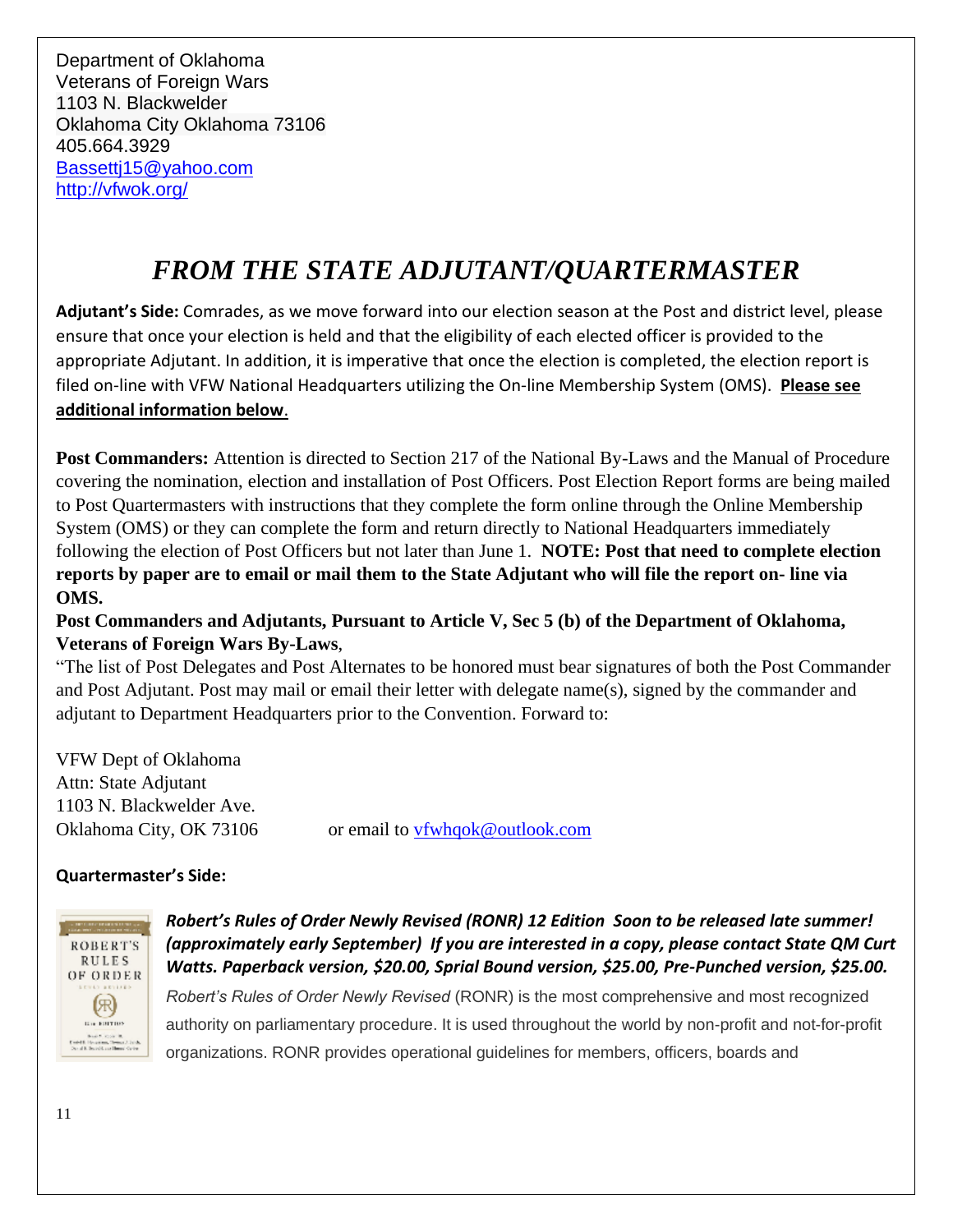Department of Oklahoma
Veterans of Foreign Wars
1103 N. Blackwelder
Oklahoma City Oklahoma 73106
405.664.3929
[Bassettj15@yahoo.com](mailto:Bassettj15@yahoo.com)
[http://vfwok.org/](http://vfwok.org/)

# *FROM THE STATE ADJUTANT/QUARTERMASTER*

**Adjutant's Side:** Comrades, as we move forward into our election season at the Post and district level, please ensure that once your election is held and that the eligibility of each elected officer is provided to the appropriate Adjutant. In addition, it is imperative that once the election is completed, the election report is filed on-line with VFW National Headquarters utilizing the On-line Membership System (OMS). **Please see additional information below**.

**Post Commanders:** Attention is directed to Section 217 of the National By-Laws and the Manual of Procedure covering the nomination, election and installation of Post Officers. Post Election Report forms are being mailed to Post Quartermasters with instructions that they complete the form online through the Online Membership System (OMS) or they can complete the form and return directly to National Headquarters immediately following the election of Post Officers but not later than June 1. **NOTE: Post that need to complete election reports by paper are to email or mail them to the State Adjutant who will file the report on- line via OMS.**

**Post Commanders and Adjutants, Pursuant to Article V, Sec 5 (b) of the Department of Oklahoma, Veterans of Foreign Wars By-Laws**,

"The list of Post Delegates and Post Alternates to be honored must bear signatures of both the Post Commander and Post Adjutant. Post may mail or email their letter with delegate name(s), signed by the commander and adjutant to Department Headquarters prior to the Convention. Forward to:

VFW Dept of Oklahoma
Attn: State Adjutant
1103 N. Blackwelder Ave.
Oklahoma City, OK 73106 or email to [vfwhqok@outlook.com](mailto:vfwhqok@outlook.com)

**Quartermaster's Side:**

***Robert's Rules of Order Newly Revised (RONR) 12 Edition Soon to be released late summer! (approximately early September) If you are interested in a copy, please contact State QM Curt Watts. Paperback version, $20.00, Sprial Bound version, $25.00, Pre-Punched version, $25.00.***

*Robert's Rules of Order Newly Revised* (RONR) is the most comprehensive and most recognized authority on parliamentary procedure. It is used throughout the world by non-profit and not-for-profit organizations. RONR provides operational guidelines for members, officers, boards and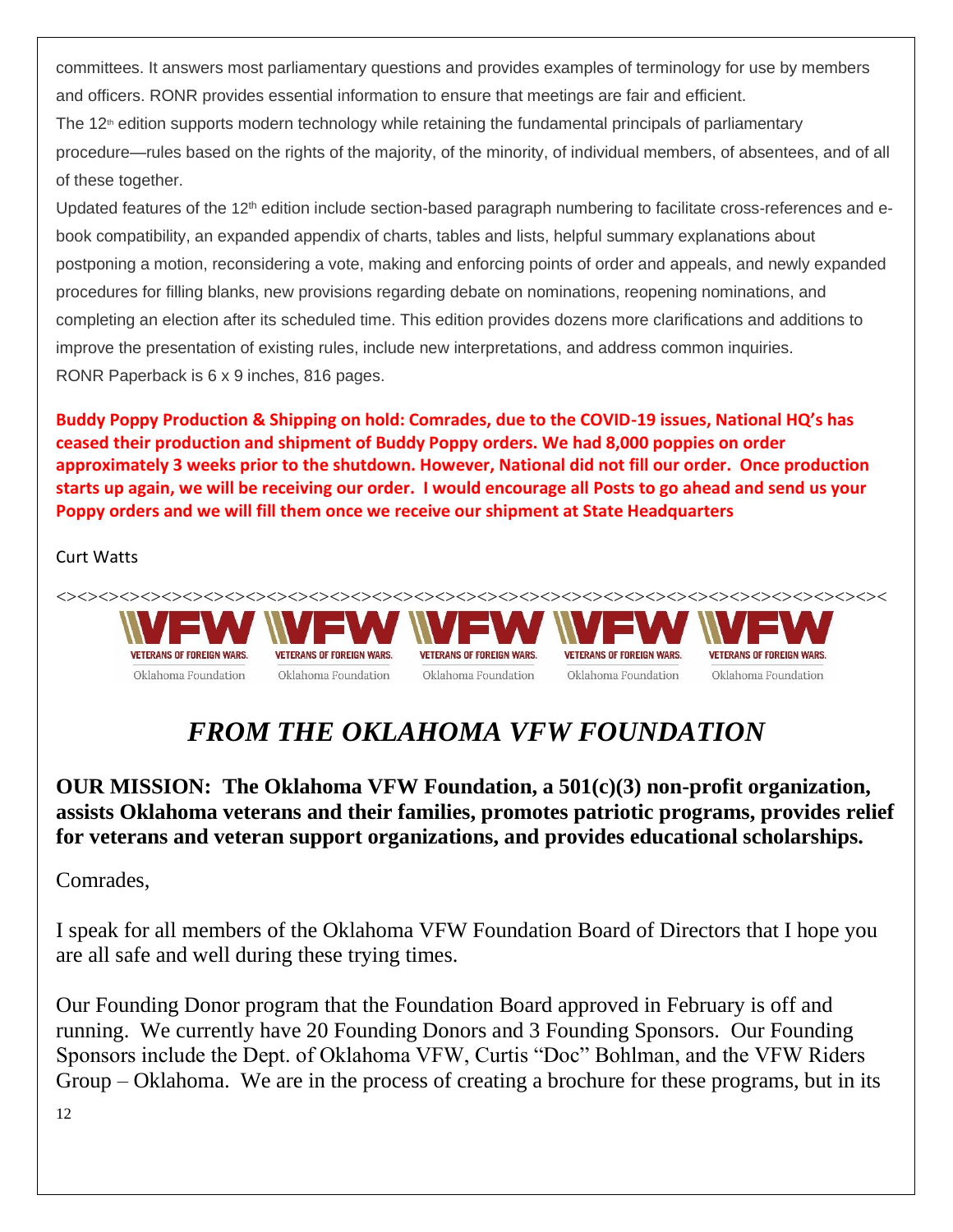committees. It answers most parliamentary questions and provides examples of terminology for use by members and officers. RONR provides essential information to ensure that meetings are fair and efficient.

The 12th edition supports modern technology while retaining the fundamental principals of parliamentary procedure—rules based on the rights of the majority, of the minority, of individual members, of absentees, and of all of these together.

Updated features of the 12th edition include section-based paragraph numbering to facilitate cross-references and e-book compatibility, an expanded appendix of charts, tables and lists, helpful summary explanations about postponing a motion, reconsidering a vote, making and enforcing points of order and appeals, and newly expanded procedures for filling blanks, new provisions regarding debate on nominations, reopening nominations, and completing an election after its scheduled time. This edition provides dozens more clarifications and additions to improve the presentation of existing rules, include new interpretations, and address common inquiries.

RONR Paperback is 6 x 9 inches, 816 pages.

**Buddy Poppy Production & Shipping on hold: Comrades, due to the COVID-19 issues, National HQ's has ceased their production and shipment of Buddy Poppy orders. We had 8,000 poppies on order approximately 3 weeks prior to the shutdown. However, National did not fill our order. Once production starts up again, we will be receiving our order. I would encourage all Posts to go ahead and send us your Poppy orders and we will fill them once we receive our shipment at State Headquarters**

Curt Watts

<><><><><><><><><><><><><><><><><><><><><><><><><><><><><><><><><><><><><><><><><><><><><><><><><

VFW VETERANS OF FOREIGN WARS. Oklahoma Foundation

# *FROM THE OKLAHOMA VFW FOUNDATION*

**OUR MISSION: The Oklahoma VFW Foundation, a 501(c)(3) non-profit organization, assists Oklahoma veterans and their families, promotes patriotic programs, provides relief for veterans and veteran support organizations, and provides educational scholarships.**

Comrades,

I speak for all members of the Oklahoma VFW Foundation Board of Directors that I hope you are all safe and well during these trying times.

Our Founding Donor program that the Foundation Board approved in February is off and running. We currently have 20 Founding Donors and 3 Founding Sponsors. Our Founding Sponsors include the Dept. of Oklahoma VFW, Curtis "Doc" Bohlman, and the VFW Riders Group – Oklahoma. We are in the process of creating a brochure for these programs, but in its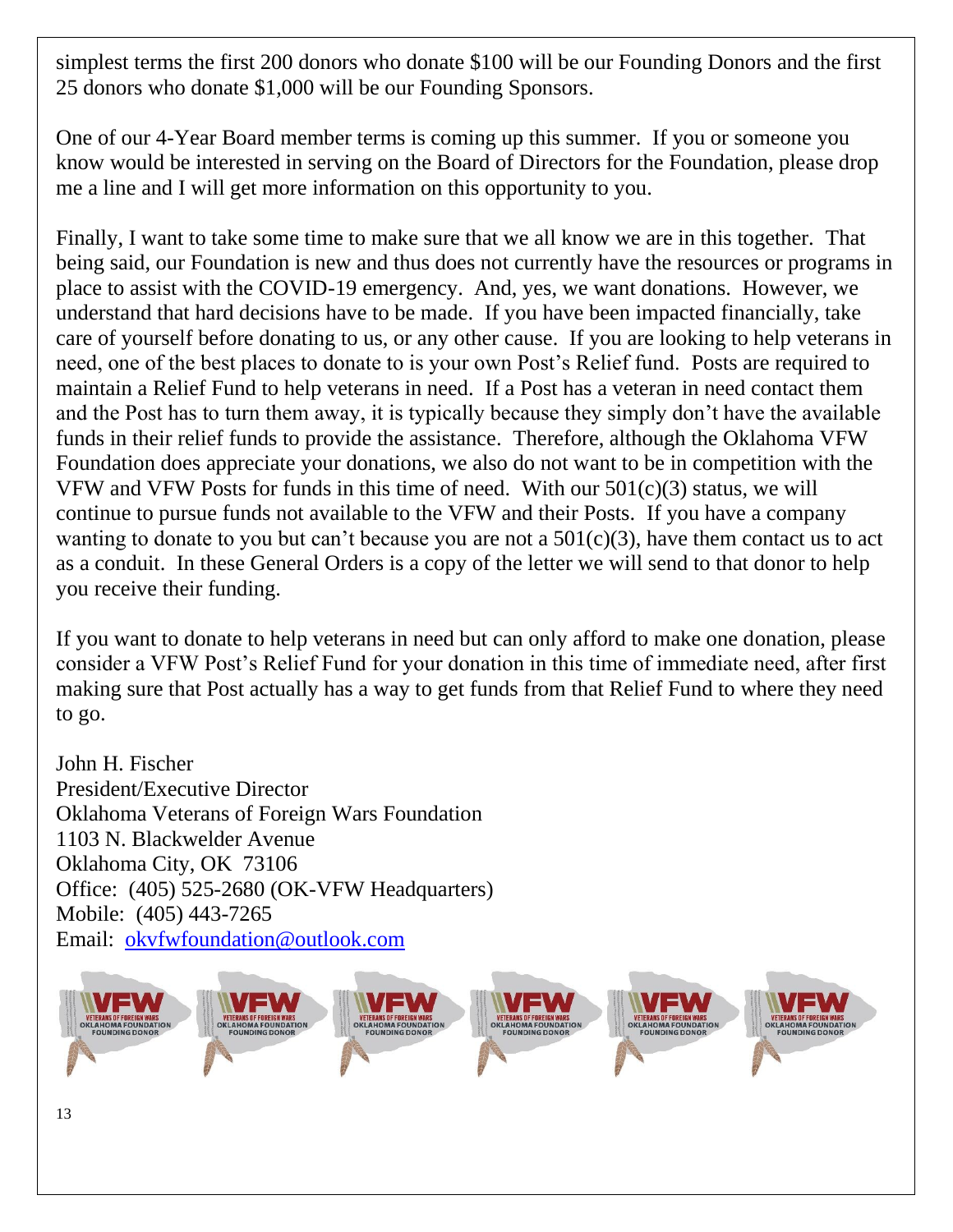simplest terms the first 200 donors who donate $100 will be our Founding Donors and the first 25 donors who donate $1,000 will be our Founding Sponsors.

One of our 4-Year Board member terms is coming up this summer. If you or someone you know would be interested in serving on the Board of Directors for the Foundation, please drop me a line and I will get more information on this opportunity to you.

Finally, I want to take some time to make sure that we all know we are in this together. That being said, our Foundation is new and thus does not currently have the resources or programs in place to assist with the COVID-19 emergency. And, yes, we want donations. However, we understand that hard decisions have to be made. If you have been impacted financially, take care of yourself before donating to us, or any other cause. If you are looking to help veterans in need, one of the best places to donate to is your own Post's Relief fund. Posts are required to maintain a Relief Fund to help veterans in need. If a Post has a veteran in need contact them and the Post has to turn them away, it is typically because they simply don't have the available funds in their relief funds to provide the assistance. Therefore, although the Oklahoma VFW Foundation does appreciate your donations, we also do not want to be in competition with the VFW and VFW Posts for funds in this time of need. With our 501(c)(3) status, we will continue to pursue funds not available to the VFW and their Posts. If you have a company wanting to donate to you but can't because you are not a 501(c)(3), have them contact us to act as a conduit. In these General Orders is a copy of the letter we will send to that donor to help you receive their funding.

If you want to donate to help veterans in need but can only afford to make one donation, please consider a VFW Post's Relief Fund for your donation in this time of immediate need, after first making sure that Post actually has a way to get funds from that Relief Fund to where they need to go.

John H. Fischer
President/Executive Director
Oklahoma Veterans of Foreign Wars Foundation
1103 N. Blackwelder Avenue
Oklahoma City, OK 73106
Office: (405) 525-2680 (OK-VFW Headquarters)
Mobile: (405) 443-7265
Email: [okvfwfoundation@outlook.com](mailto:okvfwfoundation@outlook.com)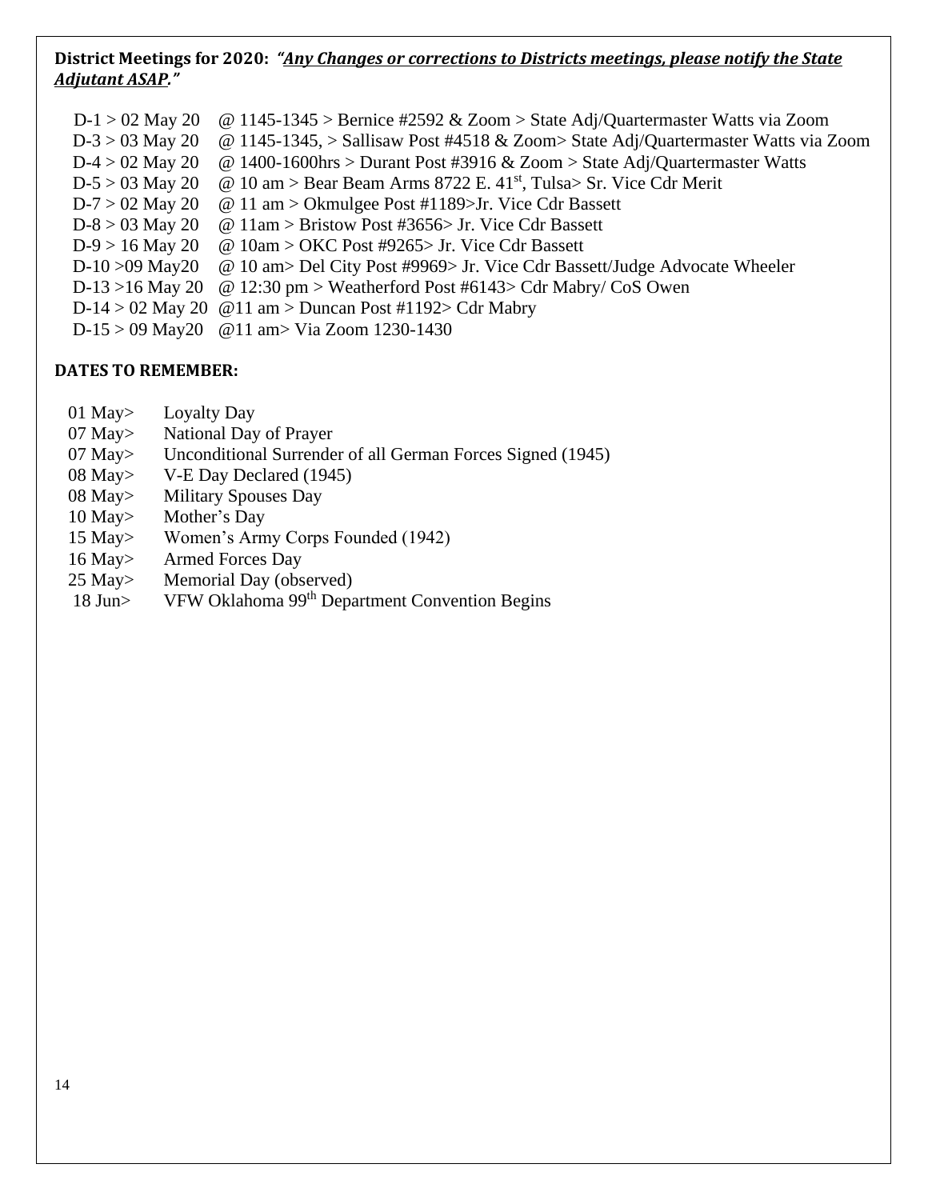**District Meetings for 2020:** ***"Any Changes or corrections to Districts meetings, please notify the State Adjutant ASAP."***

D-1 > 02 May 20 @ 1145-1345 > Bernice #2592 & Zoom > State Adj/Quartermaster Watts via Zoom
D-3 > 03 May 20 @ 1145-1345, > Sallisaw Post #4518 & Zoom> State Adj/Quartermaster Watts via Zoom
D-4 > 02 May 20 @ 1400-1600hrs > Durant Post #3916 & Zoom > State Adj/Quartermaster Watts
D-5 > 03 May 20 @ 10 am > Bear Beam Arms 8722 E. 41st, Tulsa> Sr. Vice Cdr Merit
D-7 > 02 May 20 @ 11 am > Okmulgee Post #1189>Jr. Vice Cdr Bassett
D-8 > 03 May 20 @ 11am > Bristow Post #3656> Jr. Vice Cdr Bassett
D-9 > 16 May 20 @ 10am > OKC Post #9265> Jr. Vice Cdr Bassett
D-10 >09 May20 @ 10 am> Del City Post #9969> Jr. Vice Cdr Bassett/Judge Advocate Wheeler
D-13 >16 May 20 @ 12:30 pm > Weatherford Post #6143> Cdr Mabry/ CoS Owen
D-14 > 02 May 20 @11 am > Duncan Post #1192> Cdr Mabry
D-15 > 09 May20 @11 am> Via Zoom 1230-1430

**DATES TO REMEMBER:**

01 May> Loyalty Day
07 May> National Day of Prayer
07 May> Unconditional Surrender of all German Forces Signed (1945)
08 May> V-E Day Declared (1945)
08 May> Military Spouses Day
10 May> Mother's Day
15 May> Women's Army Corps Founded (1942)
16 May> Armed Forces Day
25 May> Memorial Day (observed)
18 Jun> VFW Oklahoma 99th Department Convention Begins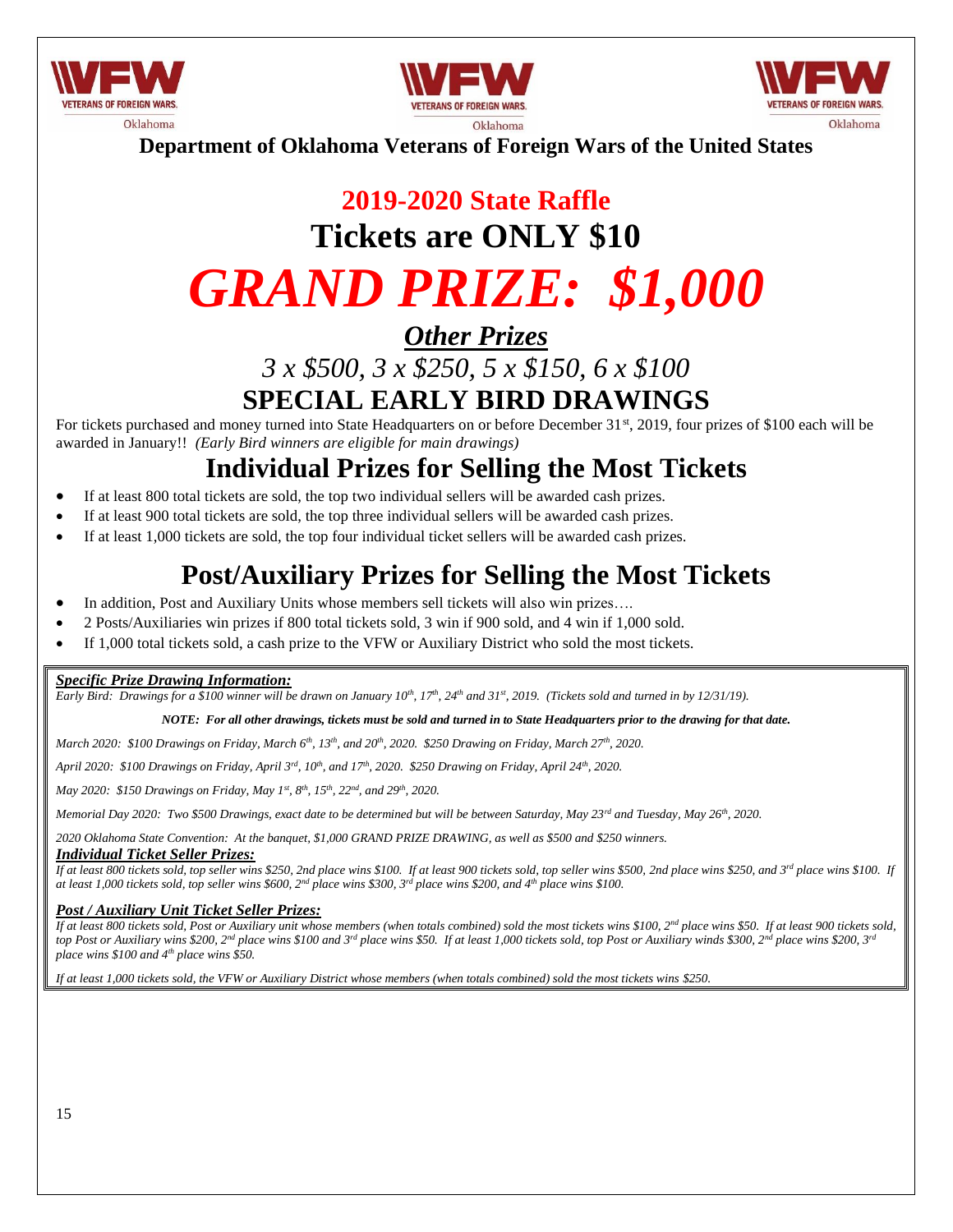**Department of Oklahoma Veterans of Foreign Wars of the United States**

# 2019-2020 State Raffle

# Tickets are ONLY $10

# *GRAND PRIZE: $1,000*

## ***Other Prizes***

*3 x $500, 3 x $250, 5 x $150, 6 x $100*

## SPECIAL EARLY BIRD DRAWINGS

For tickets purchased and money turned into State Headquarters on or before December 31st, 2019, four prizes of $100 each will be awarded in January!! *(Early Bird winners are eligible for main drawings)*

## Individual Prizes for Selling the Most Tickets

- If at least 800 total tickets are sold, the top two individual sellers will be awarded cash prizes.
- If at least 900 total tickets are sold, the top three individual sellers will be awarded cash prizes.
- If at least 1,000 tickets are sold, the top four individual ticket sellers will be awarded cash prizes.

## Post/Auxiliary Prizes for Selling the Most Tickets

- In addition, Post and Auxiliary Units whose members sell tickets will also win prizes….
- 2 Posts/Auxiliaries win prizes if 800 total tickets sold, 3 win if 900 sold, and 4 win if 1,000 sold.
- If 1,000 total tickets sold, a cash prize to the VFW or Auxiliary District who sold the most tickets.

***Specific Prize Drawing Information:***

*Early Bird: Drawings for a $100 winner will be drawn on January 10th, 17th, 24th and 31st, 2019. (Tickets sold and turned in by 12/31/19).*

***NOTE: For all other drawings, tickets must be sold and turned in to State Headquarters prior to the drawing for that date.***

*March 2020: $100 Drawings on Friday, March 6th, 13th, and 20th, 2020. $250 Drawing on Friday, March 27th, 2020.*

*April 2020: $100 Drawings on Friday, April 3rd, 10th, and 17th, 2020. $250 Drawing on Friday, April 24th, 2020.*

*May 2020: $150 Drawings on Friday, May 1st, 8th, 15th, 22nd, and 29th, 2020.*

*Memorial Day 2020: Two $500 Drawings, exact date to be determined but will be between Saturday, May 23rd and Tuesday, May 26th, 2020.*

*2020 Oklahoma State Convention: At the banquet, $1,000 GRAND PRIZE DRAWING, as well as $500 and $250 winners.*

***Individual Ticket Seller Prizes:***

*If at least 800 tickets sold, top seller wins $250, 2nd place wins $100. If at least 900 tickets sold, top seller wins $500, 2nd place wins $250, and 3rd place wins $100. If at least 1,000 tickets sold, top seller wins $600, 2nd place wins $300, 3rd place wins $200, and 4th place wins $100.*

***Post / Auxiliary Unit Ticket Seller Prizes:***

*If at least 800 tickets sold, Post or Auxiliary unit whose members (when totals combined) sold the most tickets wins $100, 2nd place wins $50. If at least 900 tickets sold, top Post or Auxiliary wins $200, 2nd place wins $100 and 3rd place wins $50. If at least 1,000 tickets sold, top Post or Auxiliary winds $300, 2nd place wins $200, 3rd place wins $100 and 4th place wins $50.*

*If at least 1,000 tickets sold, the VFW or Auxiliary District whose members (when totals combined) sold the most tickets wins $250.*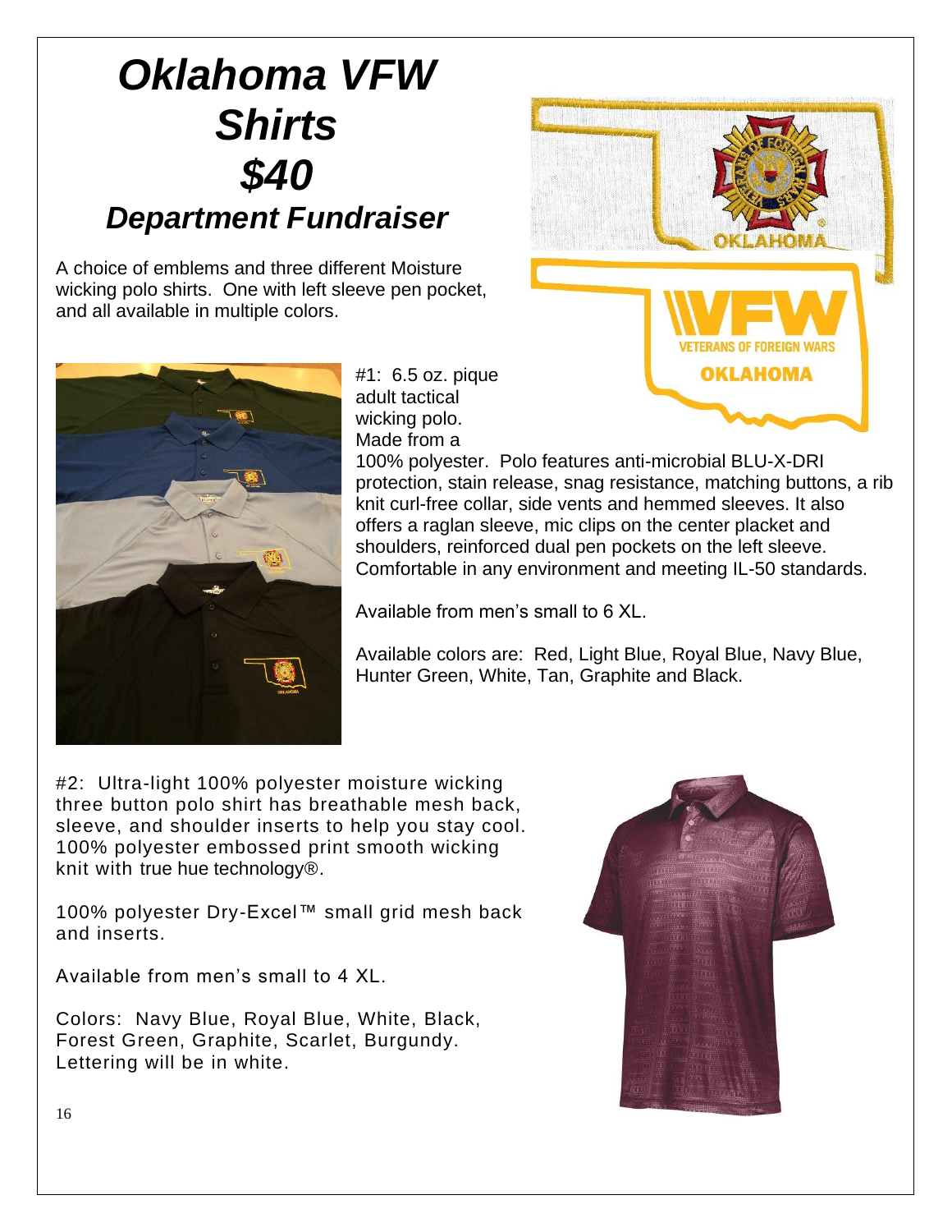# *Oklahoma VFW Shirts*
# *$40*
## *Department Fundraiser*

A choice of emblems and three different Moisture wicking polo shirts. One with left sleeve pen pocket, and all available in multiple colors.

#1: 6.5 oz. pique adult tactical wicking polo. Made from a 100% polyester. Polo features anti-microbial BLU-X-DRI protection, stain release, snag resistance, matching buttons, a rib knit curl-free collar, side vents and hemmed sleeves. It also offers a raglan sleeve, mic clips on the center placket and shoulders, reinforced dual pen pockets on the left sleeve. Comfortable in any environment and meeting IL-50 standards.

Available from men's small to 6 XL.

Available colors are: Red, Light Blue, Royal Blue, Navy Blue, Hunter Green, White, Tan, Graphite and Black.

#2: Ultra-light 100% polyester moisture wicking three button polo shirt has breathable mesh back, sleeve, and shoulder inserts to help you stay cool. 100% polyester embossed print smooth wicking knit with true hue technology®.

100% polyester Dry-Excel™ small grid mesh back and inserts.

Available from men's small to 4 XL.

Colors: Navy Blue, Royal Blue, White, Black, Forest Green, Graphite, Scarlet, Burgundy. Lettering will be in white.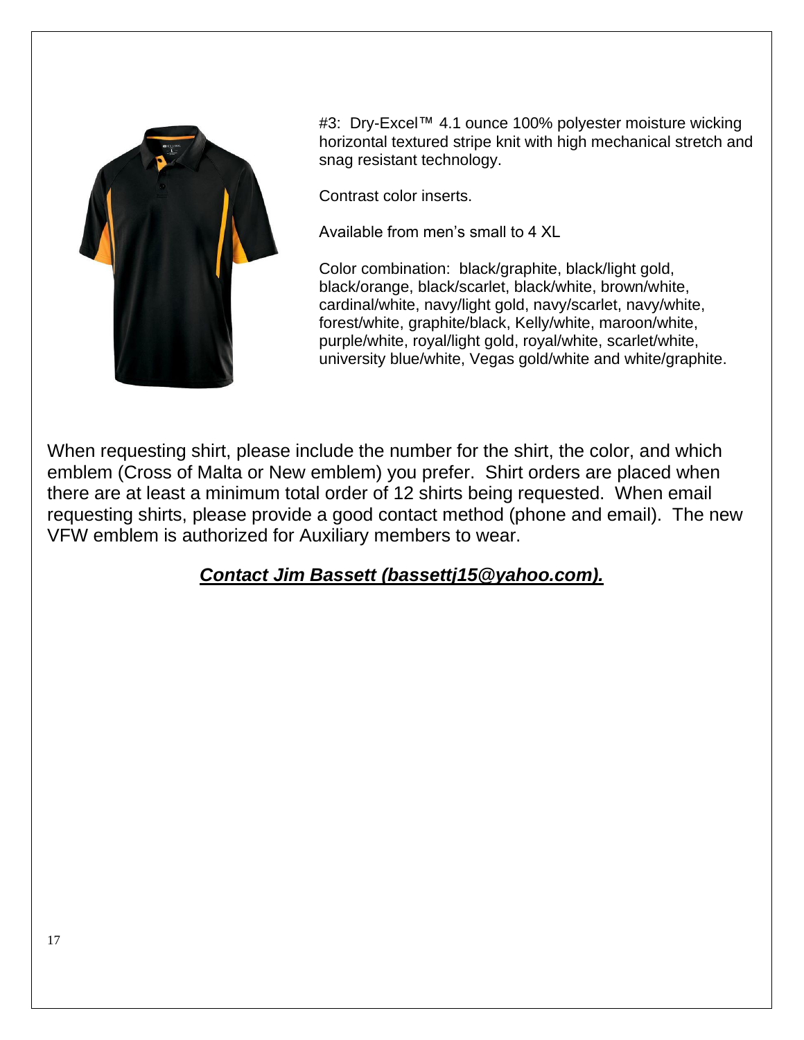#3: Dry-Excel™ 4.1 ounce 100% polyester moisture wicking horizontal textured stripe knit with high mechanical stretch and snag resistant technology.

Contrast color inserts.

Available from men's small to 4 XL

Color combination: black/graphite, black/light gold, black/orange, black/scarlet, black/white, brown/white, cardinal/white, navy/light gold, navy/scarlet, navy/white, forest/white, graphite/black, Kelly/white, maroon/white, purple/white, royal/light gold, royal/white, scarlet/white, university blue/white, Vegas gold/white and white/graphite.

When requesting shirt, please include the number for the shirt, the color, and which emblem (Cross of Malta or New emblem) you prefer. Shirt orders are placed when there are at least a minimum total order of 12 shirts being requested. When email requesting shirts, please provide a good contact method (phone and email). The new VFW emblem is authorized for Auxiliary members to wear.

***Contact Jim Bassett (bassettj15@yahoo.com).***